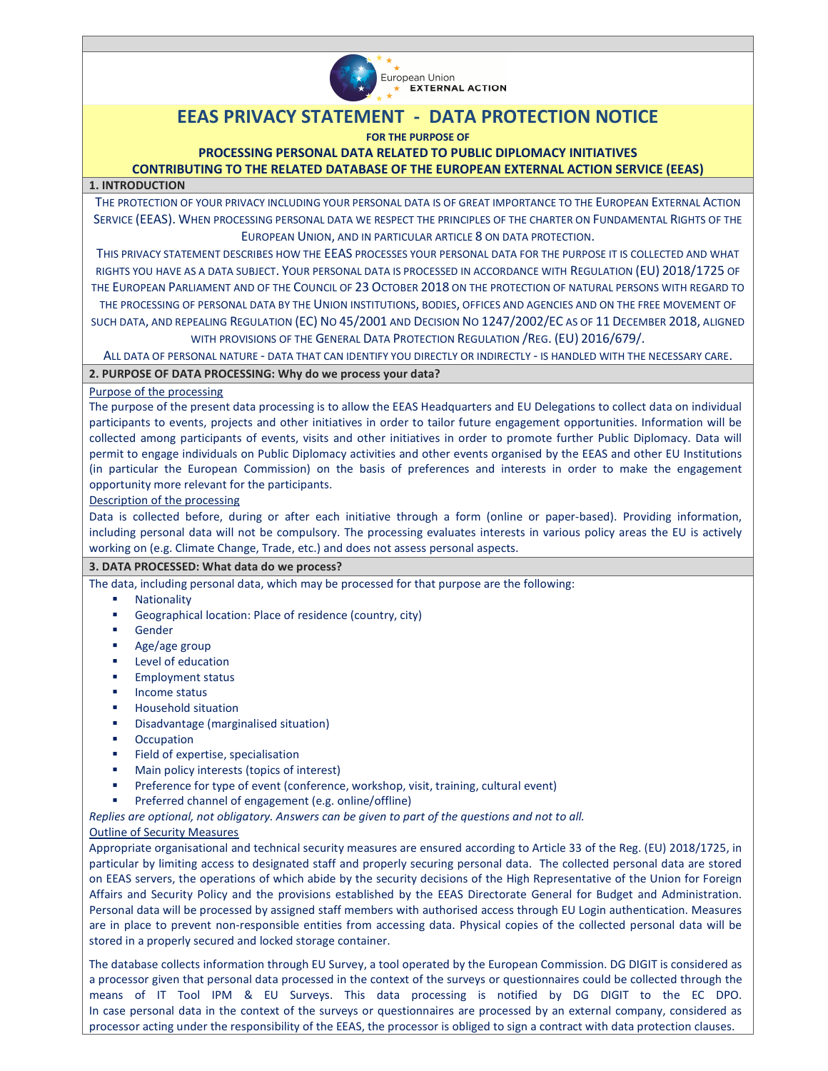# EEAS PRIVACY STATEMENT - DATA PROTECTION NOTICE

**FOR THE PURPOSE OF**

**PROCESSING PERSONAL DATA RELATED TO PUBLIC DIPLOMACY INITIATIVES CONTRIBUTING TO THE RELATED DATABASE OF THE EUROPEAN EXTERNAL ACTION SERVICE (EEAS)**

## 1. INTRODUCTION

The protection of your privacy including your personal data is of great importance to the European External Action Service (EEAS). When processing personal data we respect the principles of the Charter on Fundamental Rights of the European Union, and in particular Article 8 on data protection.

This privacy statement describes how the EEAS processes your personal data for the purpose it is collected and what rights you have as a data subject. Your personal data is processed in accordance with Regulation (EU) 2018/1725 of the European Parliament and of the Council of 23 October 2018 on the protection of natural persons with regard to the processing of personal data by the Union institutions, bodies, offices and agencies and on the free movement of such data, and repealing Regulation (EC) No 45/2001 and Decision No 1247/2002/EC as of 11 December 2018, aligned with provisions of the General Data Protection Regulation /Reg. (EU) 2016/679/.

All data of personal nature - data that can identify you directly or indirectly - is handled with the necessary care.

## 2. PURPOSE OF DATA PROCESSING: Why do we process your data?

Purpose of the processing

The purpose of the present data processing is to allow the EEAS Headquarters and EU Delegations to collect data on individual participants to events, projects and other initiatives in order to tailor future engagement opportunities. Information will be collected among participants of events, visits and other initiatives in order to promote further Public Diplomacy. Data will permit to engage individuals on Public Diplomacy activities and other events organised by the EEAS and other EU Institutions (in particular the European Commission) on the basis of preferences and interests in order to make the engagement opportunity more relevant for the participants.

Description of the processing

Data is collected before, during or after each initiative through a form (online or paper-based). Providing information, including personal data will not be compulsory. The processing evaluates interests in various policy areas the EU is actively working on (e.g. Climate Change, Trade, etc.) and does not assess personal aspects.

## 3. DATA PROCESSED: What data do we process?

The data, including personal data, which may be processed for that purpose are the following:

- Nationality
- Geographical location: Place of residence (country, city)
- Gender
- Age/age group
- Level of education
- Employment status
- Income status
- Household situation
- Disadvantage (marginalised situation)
- Occupation
- Field of expertise, specialisation
- Main policy interests (topics of interest)
- Preference for type of event (conference, workshop, visit, training, cultural event)
- Preferred channel of engagement (e.g. online/offline)

*Replies are optional, not obligatory. Answers can be given to part of the questions and not to all.*

Outline of Security Measures

Appropriate organisational and technical security measures are ensured according to Article 33 of the Reg. (EU) 2018/1725, in particular by limiting access to designated staff and properly securing personal data. The collected personal data are stored on EEAS servers, the operations of which abide by the security decisions of the High Representative of the Union for Foreign Affairs and Security Policy and the provisions established by the EEAS Directorate General for Budget and Administration. Personal data will be processed by assigned staff members with authorised access through EU Login authentication. Measures are in place to prevent non-responsible entities from accessing data. Physical copies of the collected personal data will be stored in a properly secured and locked storage container.

The database collects information through EU Survey, a tool operated by the European Commission. DG DIGIT is considered as a processor given that personal data processed in the context of the surveys or questionnaires could be collected through the means of IT Tool IPM & EU Surveys. This data processing is notified by DG DIGIT to the EC DPO. In case personal data in the context of the surveys or questionnaires are processed by an external company, considered as processor acting under the responsibility of the EEAS, the processor is obliged to sign a contract with data protection clauses.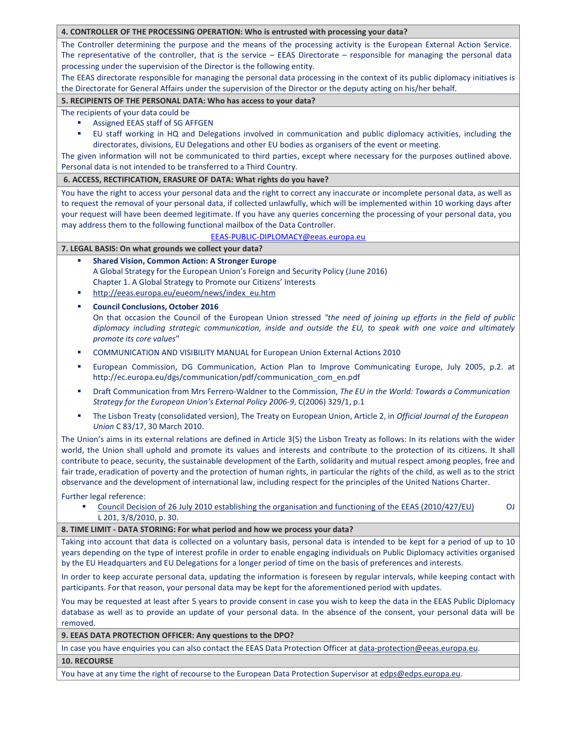## 4. CONTROLLER OF THE PROCESSING OPERATION: Who is entrusted with processing your data?

The Controller determining the purpose and the means of the processing activity is the European External Action Service. The representative of the controller, that is the service – EEAS Directorate – responsible for managing the personal data processing under the supervision of the Director is the following entity.

The EEAS directorate responsible for managing the personal data processing in the context of its public diplomacy initiatives is the Directorate for General Affairs under the supervision of the Director or the deputy acting on his/her behalf.

## 5. RECIPIENTS OF THE PERSONAL DATA: Who has access to your data?

The recipients of your data could be

- Assigned EEAS staff of SG AFFGEN
- EU staff working in HQ and Delegations involved in communication and public diplomacy activities, including the directorates, divisions, EU Delegations and other EU bodies as organisers of the event or meeting.

The given information will not be communicated to third parties, except where necessary for the purposes outlined above. Personal data is not intended to be transferred to a Third Country.

## 6. ACCESS, RECTIFICATION, ERASURE OF DATA: What rights do you have?

You have the right to access your personal data and the right to correct any inaccurate or incomplete personal data, as well as to request the removal of your personal data, if collected unlawfully, which will be implemented within 10 working days after your request will have been deemed legitimate. If you have any queries concerning the processing of your personal data, you may address them to the following functional mailbox of the Data Controller.

EEAS-PUBLIC-DIPLOMACY@eeas.europa.eu

## 7. LEGAL BASIS: On what grounds we collect your data?

- **Shared Vision, Common Action: A Stronger Europe**
  A Global Strategy for the European Union's Foreign and Security Policy (June 2016)
  Chapter 1. A Global Strategy to Promote our Citizens' Interests
- http://eeas.europa.eu/eueom/news/index_eu.htm
- **Council Conclusions, October 2016**
  On that occasion the Council of the European Union stressed *"the need of joining up efforts in the field of public diplomacy including strategic communication, inside and outside the EU, to speak with one voice and ultimately promote its core values"*
- COMMUNICATION AND VISIBILITY MANUAL for European Union External Actions 2010
- European Commission, DG Communication, Action Plan to Improve Communicating Europe, July 2005, p.2. at http://ec.europa.eu/dgs/communication/pdf/communication_com_en.pdf
- Draft Communication from Mrs Ferrero-Waldner to the Commission, *The EU in the World: Towards a Communication Strategy for the European Union's External Policy 2006-9*, C(2006) 329/1, p.1
- The Lisbon Treaty (consolidated version), The Treaty on European Union, Article 2, in *Official Journal of the European Union* C 83/17, 30 March 2010.

The Union's aims in its external relations are defined in Article 3(5) the Lisbon Treaty as follows: In its relations with the wider world, the Union shall uphold and promote its values and interests and contribute to the protection of its citizens. It shall contribute to peace, security, the sustainable development of the Earth, solidarity and mutual respect among peoples, free and fair trade, eradication of poverty and the protection of human rights, in particular the rights of the child, as well as to the strict observance and the development of international law, including respect for the principles of the United Nations Charter.

Further legal reference:

- Council Decision of 26 July 2010 establishing the organisation and functioning of the EEAS (2010/427/EU) OJ L 201, 3/8/2010, p. 30.

## 8. TIME LIMIT - DATA STORING: For what period and how we process your data?

Taking into account that data is collected on a voluntary basis, personal data is intended to be kept for a period of up to 10 years depending on the type of interest profile in order to enable engaging individuals on Public Diplomacy activities organised by the EU Headquarters and EU Delegations for a longer period of time on the basis of preferences and interests.

In order to keep accurate personal data, updating the information is foreseen by regular intervals, while keeping contact with participants. For that reason, your personal data may be kept for the aforementioned period with updates.

You may be requested at least after 5 years to provide consent in case you wish to keep the data in the EEAS Public Diplomacy database as well as to provide an update of your personal data. In the absence of the consent, your personal data will be removed.

## 9. EEAS DATA PROTECTION OFFICER: Any questions to the DPO?

In case you have enquiries you can also contact the EEAS Data Protection Officer at data-protection@eeas.europa.eu.

## 10. RECOURSE

You have at any time the right of recourse to the European Data Protection Supervisor at edps@edps.europa.eu.